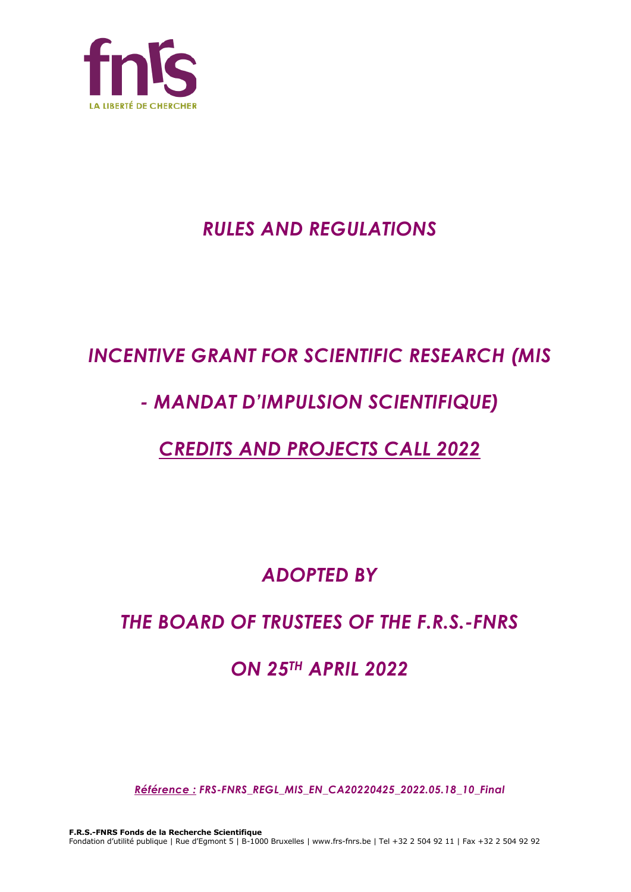# *RULES AND REGULATIONS*

# *INCENTIVE GRANT FOR SCIENTIFIC RESEARCH (MIS - MANDAT D'IMPULSION SCIENTIFIQUE)*

# *CREDITS AND PROJECTS CALL 2022*

## *ADOPTED BY*

## *THE BOARD OF TRUSTEES OF THE F.R.S.-FNRS*

## *ON 25TH APRIL 2022*

*Référence : FRS-FNRS_REGL_MIS_EN_CA20220425_2022.05.18_10_Final*

**F.R.S.-FNRS Fonds de la Recherche Scientifique**
Fondation d'utilité publique | Rue d'Egmont 5 | B-1000 Bruxelles | www.frs-fnrs.be | Tel +32 2 504 92 11 | Fax +32 2 504 92 92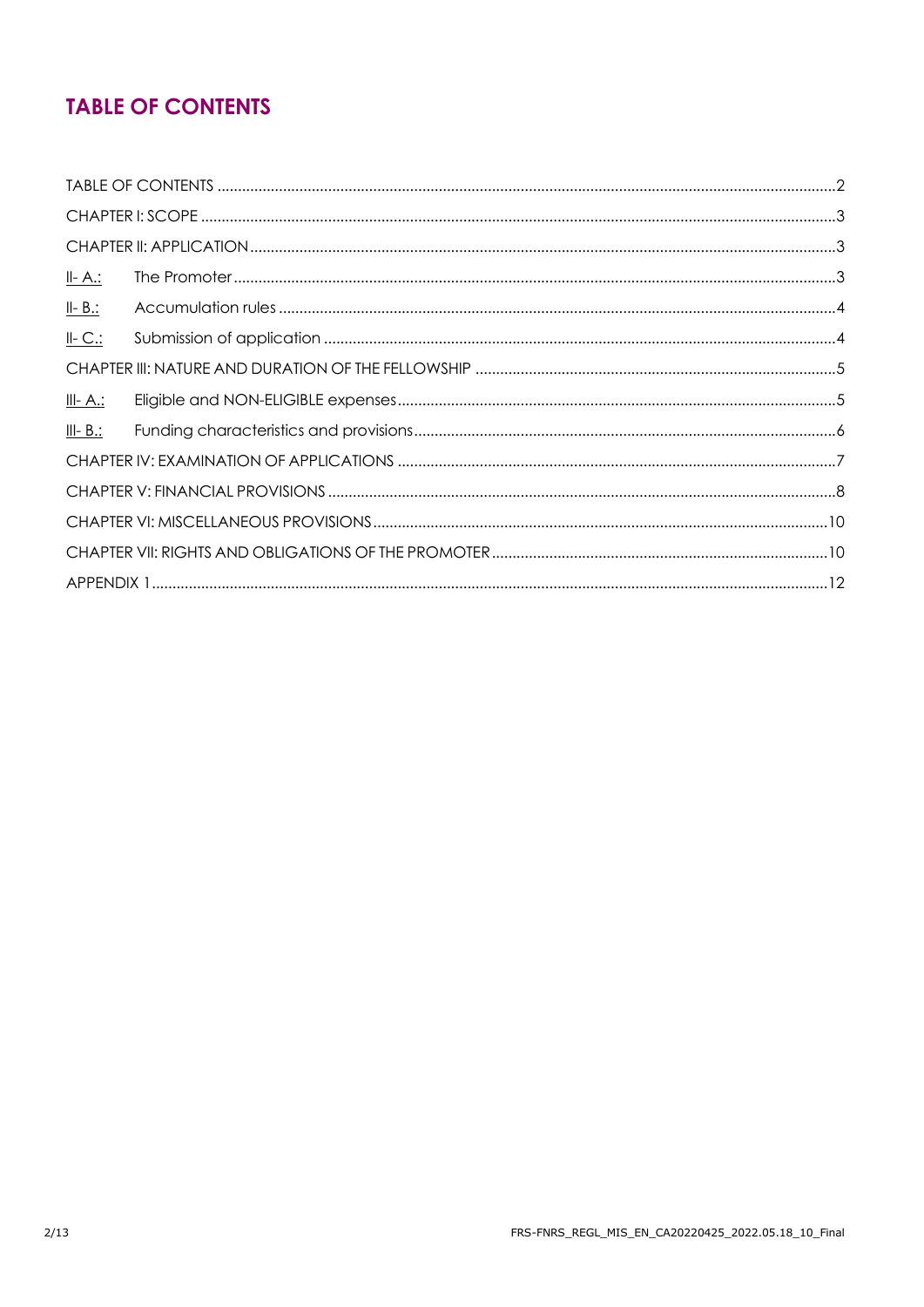# TABLE OF CONTENTS

| | | |
|---|---|---|
| TABLE OF CONTENTS | | 2 |
| CHAPTER I: SCOPE | | 3 |
| CHAPTER II: APPLICATION | | 3 |
| II- A.: | The Promoter | 3 |
| II- B.: | Accumulation rules | 4 |
| II- C.: | Submission of application | 4 |
| CHAPTER III: NATURE AND DURATION OF THE FELLOWSHIP | | 5 |
| III- A.: | Eligible and NON-ELIGIBLE expenses | 5 |
| III- B.: | Funding characteristics and provisions | 6 |
| CHAPTER IV: EXAMINATION OF APPLICATIONS | | 7 |
| CHAPTER V: FINANCIAL PROVISIONS | | 8 |
| CHAPTER VI: MISCELLANEOUS PROVISIONS | | 10 |
| CHAPTER VII: RIGHTS AND OBLIGATIONS OF THE PROMOTER | | 10 |
| APPENDIX 1 | | 12 |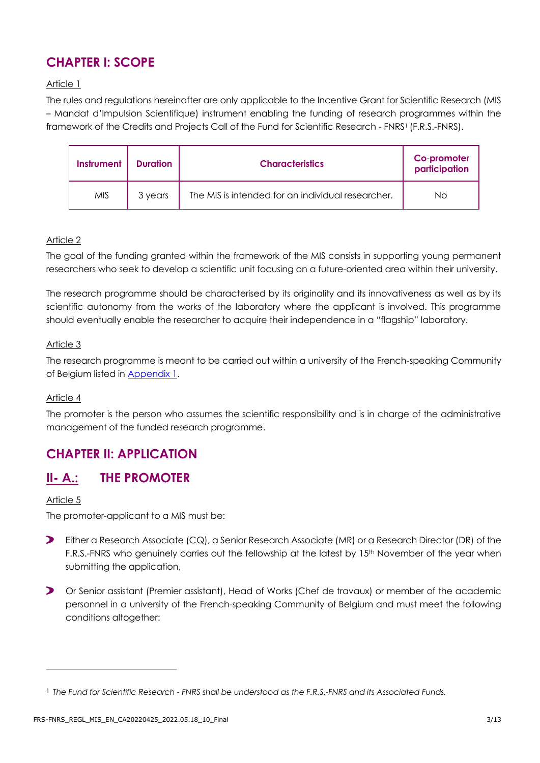## CHAPTER I: SCOPE

Article 1

The rules and regulations hereinafter are only applicable to the Incentive Grant for Scientific Research (MIS – Mandat d'Impulsion Scientifique) instrument enabling the funding of research programmes within the framework of the Credits and Projects Call of the Fund for Scientific Research - FNRS[1] (F.R.S.-FNRS).

| Instrument | Duration | Characteristics | Co-promoter participation |
|---|---|---|---|
| MIS | 3 years | The MIS is intended for an individual researcher. | No |

Article 2

The goal of the funding granted within the framework of the MIS consists in supporting young permanent researchers who seek to develop a scientific unit focusing on a future-oriented area within their university.

The research programme should be characterised by its originality and its innovativeness as well as by its scientific autonomy from the works of the laboratory where the applicant is involved. This programme should eventually enable the researcher to acquire their independence in a "flagship" laboratory.

Article 3

The research programme is meant to be carried out within a university of the French-speaking Community of Belgium listed in Appendix 1.

Article 4

The promoter is the person who assumes the scientific responsibility and is in charge of the administrative management of the funded research programme.

## CHAPTER II: APPLICATION

### II- A.: THE PROMOTER

Article 5

The promoter-applicant to a MIS must be:

- Either a Research Associate (CQ), a Senior Research Associate (MR) or a Research Director (DR) of the F.R.S.-FNRS who genuinely carries out the fellowship at the latest by 15th November of the year when submitting the application,
- Or Senior assistant (Premier assistant), Head of Works (Chef de travaux) or member of the academic personnel in a university of the French-speaking Community of Belgium and must meet the following conditions altogether:

[1] *The Fund for Scientific Research - FNRS shall be understood as the F.R.S.-FNRS and its Associated Funds.*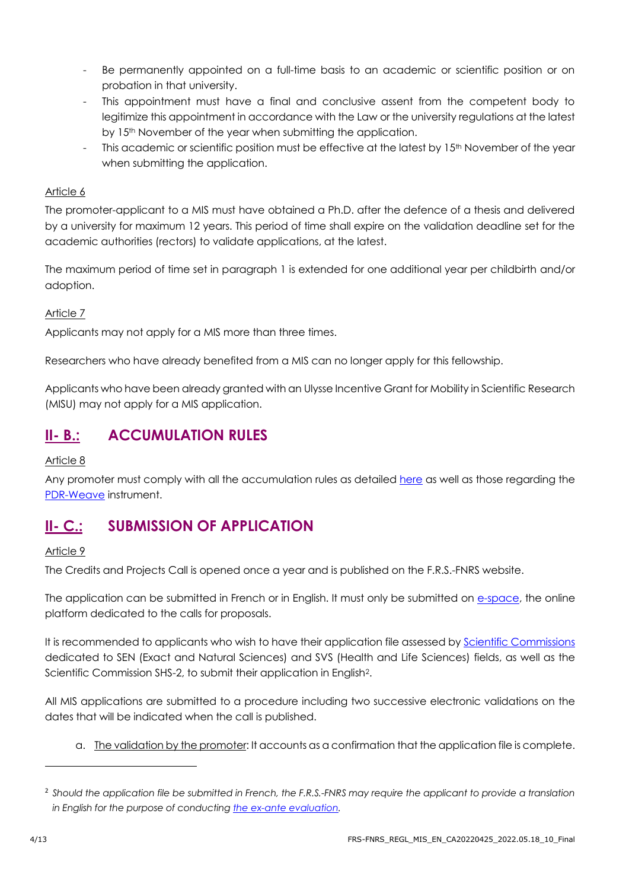- Be permanently appointed on a full-time basis to an academic or scientific position or on probation in that university.
- This appointment must have a final and conclusive assent from the competent body to legitimize this appointment in accordance with the Law or the university regulations at the latest by 15th November of the year when submitting the application.
- This academic or scientific position must be effective at the latest by 15th November of the year when submitting the application.

Article 6

The promoter-applicant to a MIS must have obtained a Ph.D. after the defence of a thesis and delivered by a university for maximum 12 years. This period of time shall expire on the validation deadline set for the academic authorities (rectors) to validate applications, at the latest.

The maximum period of time set in paragraph 1 is extended for one additional year per childbirth and/or adoption.

Article 7

Applicants may not apply for a MIS more than three times.

Researchers who have already benefited from a MIS can no longer apply for this fellowship.

Applicants who have been already granted with an Ulysse Incentive Grant for Mobility in Scientific Research (MISU) may not apply for a MIS application.

## II- B.: ACCUMULATION RULES

Article 8

Any promoter must comply with all the accumulation rules as detailed here as well as those regarding the PDR-Weave instrument.

## II- C.: SUBMISSION OF APPLICATION

Article 9

The Credits and Projects Call is opened once a year and is published on the F.R.S.-FNRS website.

The application can be submitted in French or in English. It must only be submitted on e-space, the online platform dedicated to the calls for proposals.

It is recommended to applicants who wish to have their application file assessed by Scientific Commissions dedicated to SEN (Exact and Natural Sciences) and SVS (Health and Life Sciences) fields, as well as the Scientific Commission SHS-2, to submit their application in English[2].

All MIS applications are submitted to a procedure including two successive electronic validations on the dates that will be indicated when the call is published.

a. The validation by the promoter: It accounts as a confirmation that the application file is complete.

[2] *Should the application file be submitted in French, the F.R.S.-FNRS may require the applicant to provide a translation in English for the purpose of conducting the ex-ante evaluation.*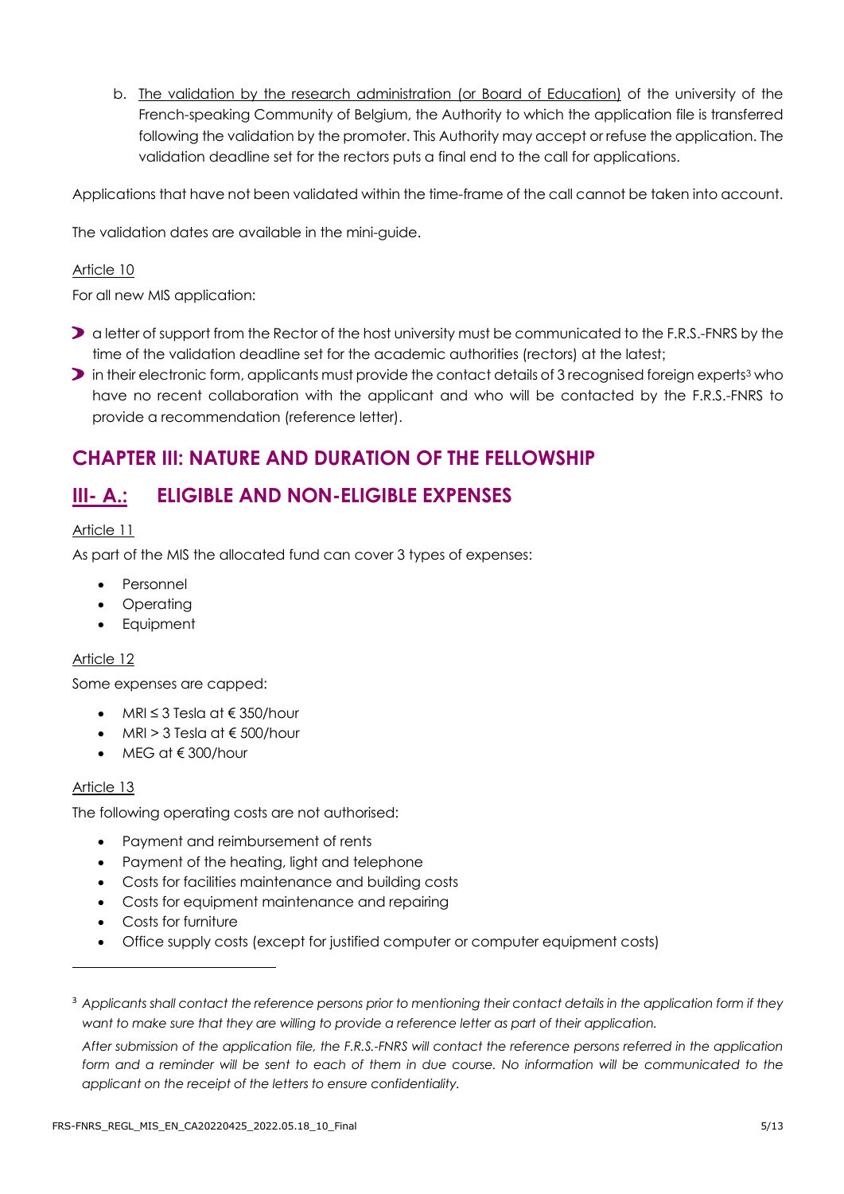b. The validation by the research administration (or Board of Education) of the university of the French-speaking Community of Belgium, the Authority to which the application file is transferred following the validation by the promoter. This Authority may accept or refuse the application. The validation deadline set for the rectors puts a final end to the call for applications.

Applications that have not been validated within the time-frame of the call cannot be taken into account.

The validation dates are available in the mini-guide.

Article 10

For all new MIS application:

- a letter of support from the Rector of the host university must be communicated to the F.R.S.-FNRS by the time of the validation deadline set for the academic authorities (rectors) at the latest;
- in their electronic form, applicants must provide the contact details of 3 recognised foreign experts[3] who have no recent collaboration with the applicant and who will be contacted by the F.R.S.-FNRS to provide a recommendation (reference letter).

## CHAPTER III: NATURE AND DURATION OF THE FELLOWSHIP

## III- A.: ELIGIBLE AND NON-ELIGIBLE EXPENSES

Article 11

As part of the MIS the allocated fund can cover 3 types of expenses:

- Personnel
- Operating
- Equipment

Article 12

Some expenses are capped:

- MRI ≤ 3 Tesla at € 350/hour
- MRI > 3 Tesla at € 500/hour
- MEG at € 300/hour

Article 13

The following operating costs are not authorised:

- Payment and reimbursement of rents
- Payment of the heating, light and telephone
- Costs for facilities maintenance and building costs
- Costs for equipment maintenance and repairing
- Costs for furniture
- Office supply costs (except for justified computer or computer equipment costs)

[3] *Applicants shall contact the reference persons prior to mentioning their contact details in the application form if they want to make sure that they are willing to provide a reference letter as part of their application.*

*After submission of the application file, the F.R.S.-FNRS will contact the reference persons referred in the application form and a reminder will be sent to each of them in due course. No information will be communicated to the applicant on the receipt of the letters to ensure confidentiality.*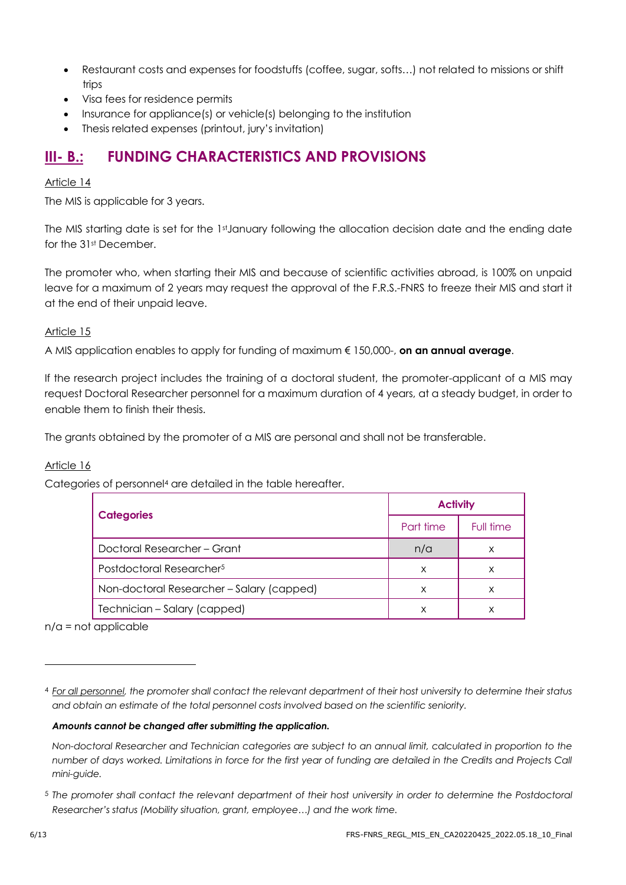- Restaurant costs and expenses for foodstuffs (coffee, sugar, softs…) not related to missions or shift trips
- Visa fees for residence permits
- Insurance for appliance(s) or vehicle(s) belonging to the institution
- Thesis related expenses (printout, jury's invitation)

## III- B.: FUNDING CHARACTERISTICS AND PROVISIONS

Article 14

The MIS is applicable for 3 years.

The MIS starting date is set for the 1st January following the allocation decision date and the ending date for the 31st December.

The promoter who, when starting their MIS and because of scientific activities abroad, is 100% on unpaid leave for a maximum of 2 years may request the approval of the F.R.S.-FNRS to freeze their MIS and start it at the end of their unpaid leave.

Article 15

A MIS application enables to apply for funding of maximum € 150,000-, **on an annual average**.

If the research project includes the training of a doctoral student, the promoter-applicant of a MIS may request Doctoral Researcher personnel for a maximum duration of 4 years, at a steady budget, in order to enable them to finish their thesis.

The grants obtained by the promoter of a MIS are personal and shall not be transferable.

Article 16

Categories of personnel[4] are detailed in the table hereafter.

| Categories | Activity | |
|---|---|---|
| | Part time | Full time |
| Doctoral Researcher – Grant | n/a | x |
| Postdoctoral Researcher[5] | x | x |
| Non-doctoral Researcher – Salary (capped) | x | x |
| Technician – Salary (capped) | x | x |

n/a = not applicable

[4] *For all personnel, the promoter shall contact the relevant department of their host university to determine their status and obtain an estimate of the total personnel costs involved based on the scientific seniority.*

***Amounts cannot be changed after submitting the application.***

*Non-doctoral Researcher and Technician categories are subject to an annual limit, calculated in proportion to the number of days worked. Limitations in force for the first year of funding are detailed in the Credits and Projects Call mini-guide.*

[5] *The promoter shall contact the relevant department of their host university in order to determine the Postdoctoral Researcher's status (Mobility situation, grant, employee…) and the work time.*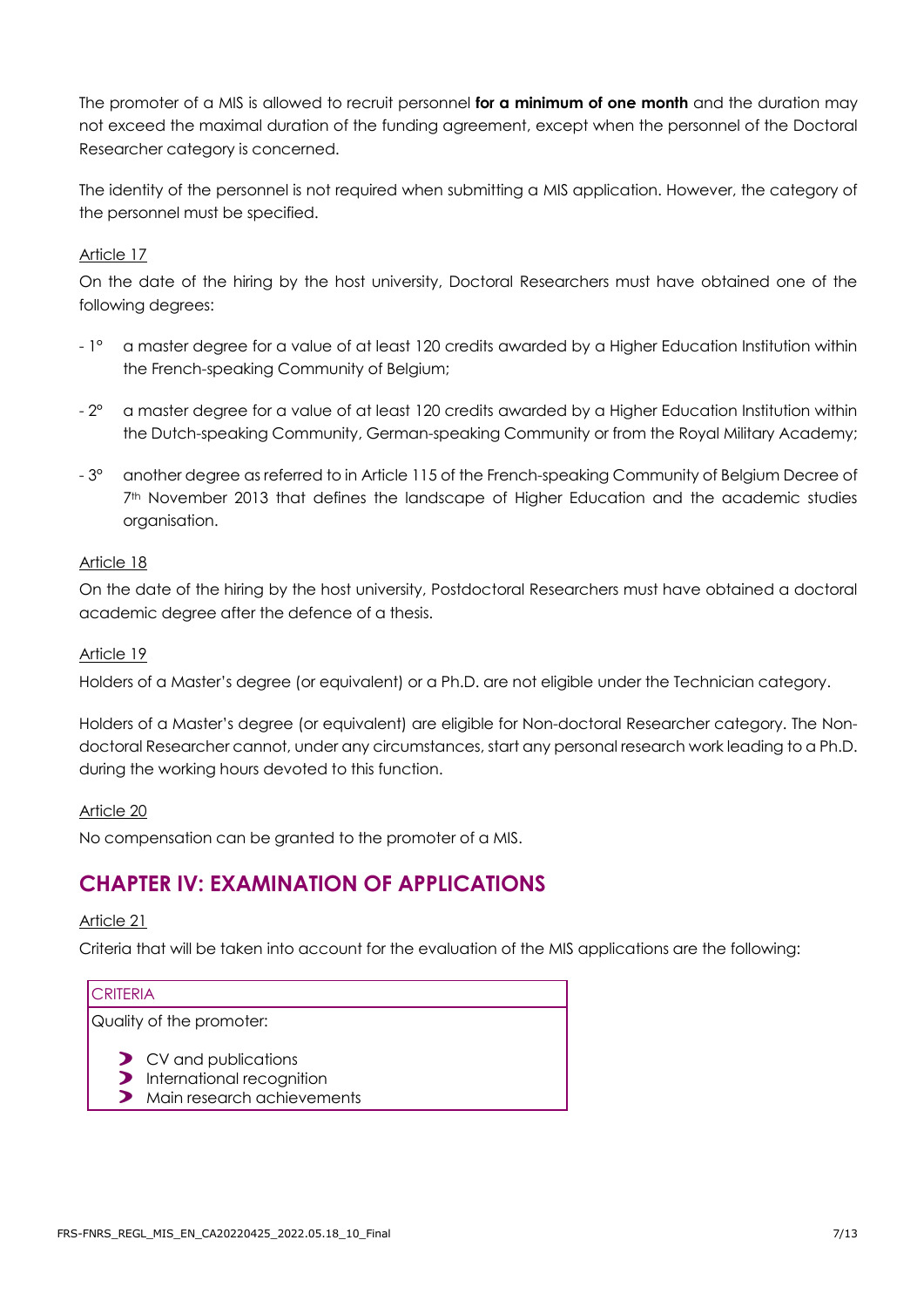The promoter of a MIS is allowed to recruit personnel **for a minimum of one month** and the duration may not exceed the maximal duration of the funding agreement, except when the personnel of the Doctoral Researcher category is concerned.

The identity of the personnel is not required when submitting a MIS application. However, the category of the personnel must be specified.

Article 17

On the date of the hiring by the host university, Doctoral Researchers must have obtained one of the following degrees:

- 1° a master degree for a value of at least 120 credits awarded by a Higher Education Institution within the French-speaking Community of Belgium;
- 2° a master degree for a value of at least 120 credits awarded by a Higher Education Institution within the Dutch-speaking Community, German-speaking Community or from the Royal Military Academy;
- 3° another degree as referred to in Article 115 of the French-speaking Community of Belgium Decree of 7th November 2013 that defines the landscape of Higher Education and the academic studies organisation.

Article 18

On the date of the hiring by the host university, Postdoctoral Researchers must have obtained a doctoral academic degree after the defence of a thesis.

Article 19

Holders of a Master's degree (or equivalent) or a Ph.D. are not eligible under the Technician category.

Holders of a Master's degree (or equivalent) are eligible for Non-doctoral Researcher category. The Non-doctoral Researcher cannot, under any circumstances, start any personal research work leading to a Ph.D. during the working hours devoted to this function.

Article 20

No compensation can be granted to the promoter of a MIS.

## CHAPTER IV: EXAMINATION OF APPLICATIONS

Article 21

Criteria that will be taken into account for the evaluation of the MIS applications are the following:

| CRITERIA |
| --- |
| Quality of the promoter:<br>- CV and publications<br>- International recognition<br>- Main research achievements |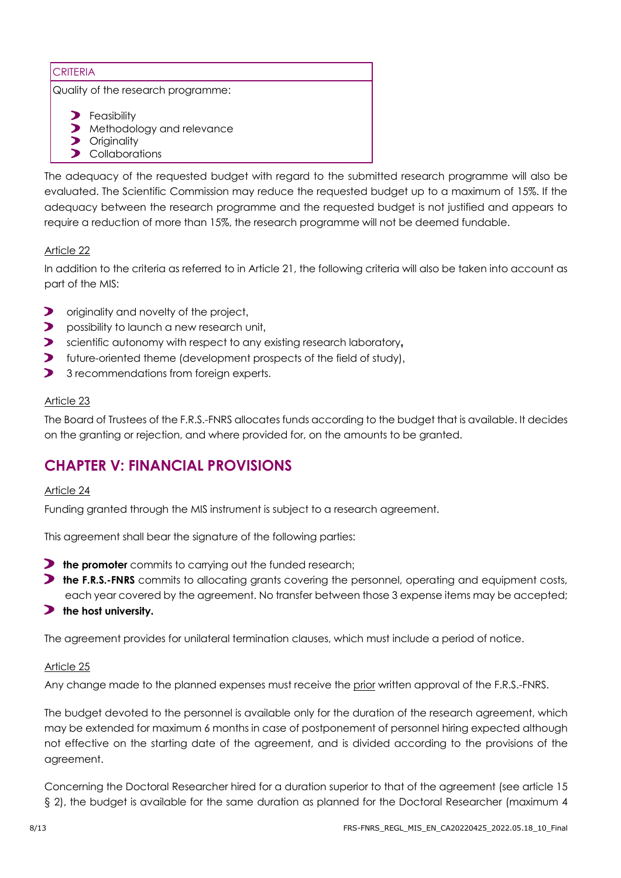| CRITERIA |
| --- |
| Quality of the research programme:<br>- Feasibility<br>- Methodology and relevance<br>- Originality<br>- Collaborations |

The adequacy of the requested budget with regard to the submitted research programme will also be evaluated. The Scientific Commission may reduce the requested budget up to a maximum of 15%. If the adequacy between the research programme and the requested budget is not justified and appears to require a reduction of more than 15%, the research programme will not be deemed fundable.

Article 22

In addition to the criteria as referred to in Article 21, the following criteria will also be taken into account as part of the MIS:

- originality and novelty of the project,
- possibility to launch a new research unit,
- scientific autonomy with respect to any existing research laboratory**,**
- future-oriented theme (development prospects of the field of study),
- 3 recommendations from foreign experts.

Article 23

The Board of Trustees of the F.R.S.-FNRS allocates funds according to the budget that is available. It decides on the granting or rejection, and where provided for, on the amounts to be granted.

## CHAPTER V: FINANCIAL PROVISIONS

Article 24

Funding granted through the MIS instrument is subject to a research agreement.

This agreement shall bear the signature of the following parties:

- **the promoter** commits to carrying out the funded research;
- **the F.R.S.-FNRS** commits to allocating grants covering the personnel, operating and equipment costs, each year covered by the agreement. No transfer between those 3 expense items may be accepted;
- **the host university.**

The agreement provides for unilateral termination clauses, which must include a period of notice.

Article 25

Any change made to the planned expenses must receive the prior written approval of the F.R.S.-FNRS.

The budget devoted to the personnel is available only for the duration of the research agreement, which may be extended for maximum 6 months in case of postponement of personnel hiring expected although not effective on the starting date of the agreement, and is divided according to the provisions of the agreement.

Concerning the Doctoral Researcher hired for a duration superior to that of the agreement (see article 15 § 2), the budget is available for the same duration as planned for the Doctoral Researcher (maximum 4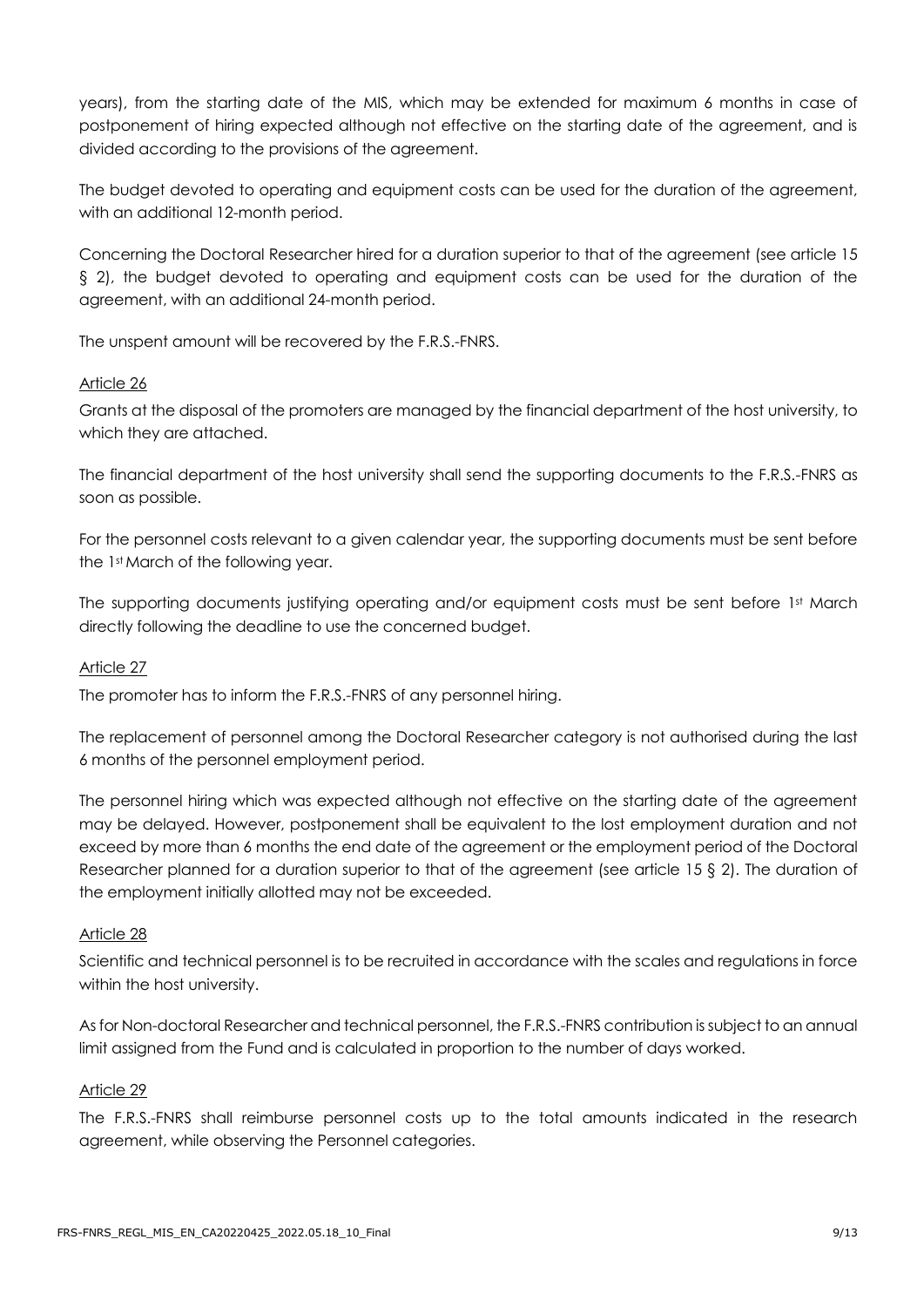years), from the starting date of the MIS, which may be extended for maximum 6 months in case of postponement of hiring expected although not effective on the starting date of the agreement, and is divided according to the provisions of the agreement.

The budget devoted to operating and equipment costs can be used for the duration of the agreement, with an additional 12-month period.

Concerning the Doctoral Researcher hired for a duration superior to that of the agreement (see article 15 § 2), the budget devoted to operating and equipment costs can be used for the duration of the agreement, with an additional 24-month period.

The unspent amount will be recovered by the F.R.S.-FNRS.

### Article 26

Grants at the disposal of the promoters are managed by the financial department of the host university, to which they are attached.

The financial department of the host university shall send the supporting documents to the F.R.S.-FNRS as soon as possible.

For the personnel costs relevant to a given calendar year, the supporting documents must be sent before the 1st March of the following year.

The supporting documents justifying operating and/or equipment costs must be sent before 1st March directly following the deadline to use the concerned budget.

### Article 27

The promoter has to inform the F.R.S.-FNRS of any personnel hiring.

The replacement of personnel among the Doctoral Researcher category is not authorised during the last 6 months of the personnel employment period.

The personnel hiring which was expected although not effective on the starting date of the agreement may be delayed. However, postponement shall be equivalent to the lost employment duration and not exceed by more than 6 months the end date of the agreement or the employment period of the Doctoral Researcher planned for a duration superior to that of the agreement (see article 15 § 2). The duration of the employment initially allotted may not be exceeded.

### Article 28

Scientific and technical personnel is to be recruited in accordance with the scales and regulations in force within the host university.

As for Non-doctoral Researcher and technical personnel, the F.R.S.-FNRS contribution is subject to an annual limit assigned from the Fund and is calculated in proportion to the number of days worked.

### Article 29

The F.R.S.-FNRS shall reimburse personnel costs up to the total amounts indicated in the research agreement, while observing the Personnel categories.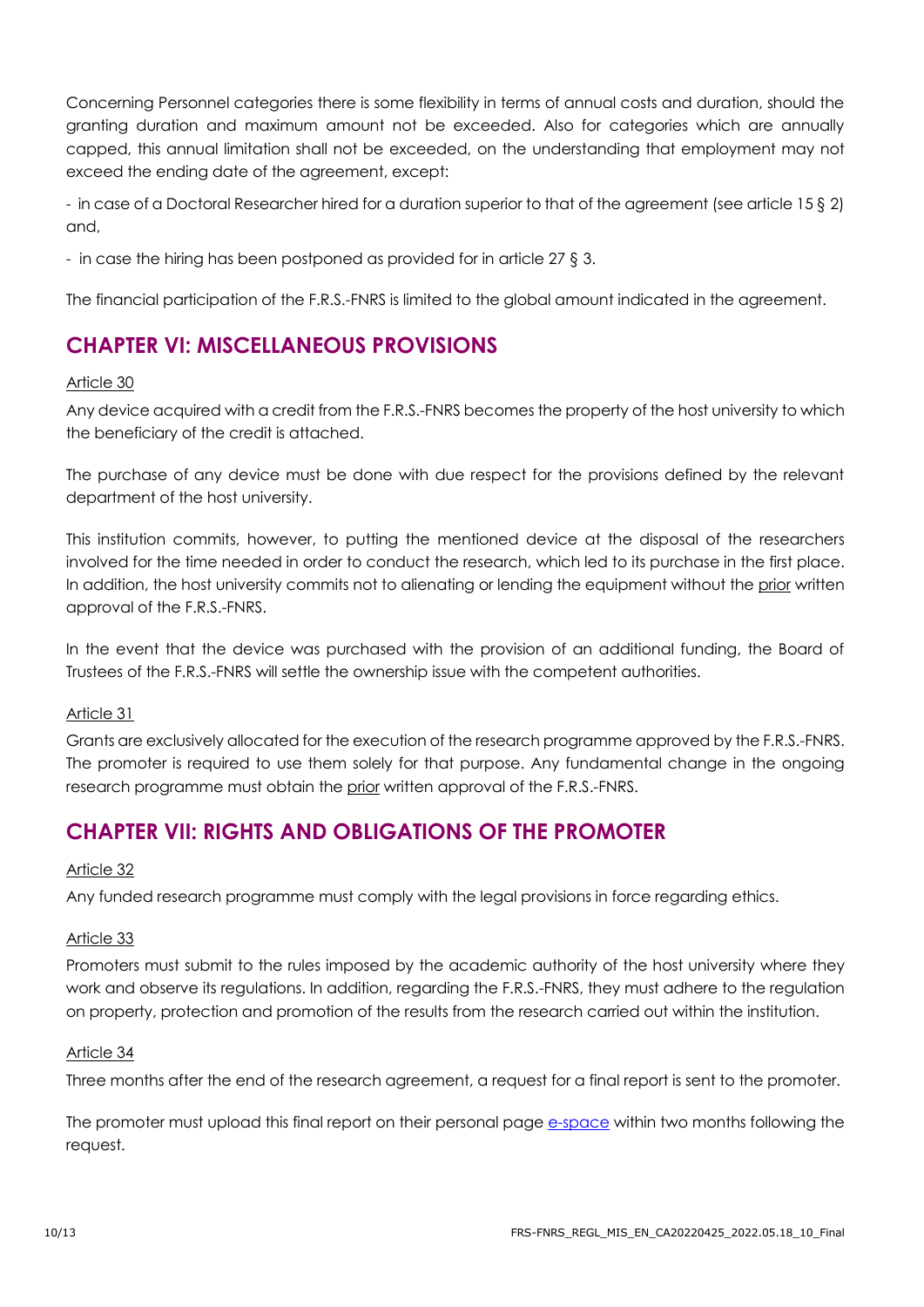Concerning Personnel categories there is some flexibility in terms of annual costs and duration, should the granting duration and maximum amount not be exceeded. Also for categories which are annually capped, this annual limitation shall not be exceeded, on the understanding that employment may not exceed the ending date of the agreement, except:

- in case of a Doctoral Researcher hired for a duration superior to that of the agreement (see article 15 § 2) and,
- in case the hiring has been postponed as provided for in article 27 § 3.

The financial participation of the F.R.S.-FNRS is limited to the global amount indicated in the agreement.

## CHAPTER VI: MISCELLANEOUS PROVISIONS

Article 30

Any device acquired with a credit from the F.R.S.-FNRS becomes the property of the host university to which the beneficiary of the credit is attached.

The purchase of any device must be done with due respect for the provisions defined by the relevant department of the host university.

This institution commits, however, to putting the mentioned device at the disposal of the researchers involved for the time needed in order to conduct the research, which led to its purchase in the first place. In addition, the host university commits not to alienating or lending the equipment without the prior written approval of the F.R.S.-FNRS.

In the event that the device was purchased with the provision of an additional funding, the Board of Trustees of the F.R.S.-FNRS will settle the ownership issue with the competent authorities.

Article 31

Grants are exclusively allocated for the execution of the research programme approved by the F.R.S.-FNRS. The promoter is required to use them solely for that purpose. Any fundamental change in the ongoing research programme must obtain the prior written approval of the F.R.S.-FNRS.

## CHAPTER VII: RIGHTS AND OBLIGATIONS OF THE PROMOTER

Article 32

Any funded research programme must comply with the legal provisions in force regarding ethics.

Article 33

Promoters must submit to the rules imposed by the academic authority of the host university where they work and observe its regulations. In addition, regarding the F.R.S.-FNRS, they must adhere to the regulation on property, protection and promotion of the results from the research carried out within the institution.

Article 34

Three months after the end of the research agreement, a request for a final report is sent to the promoter.

The promoter must upload this final report on their personal page e-space within two months following the request.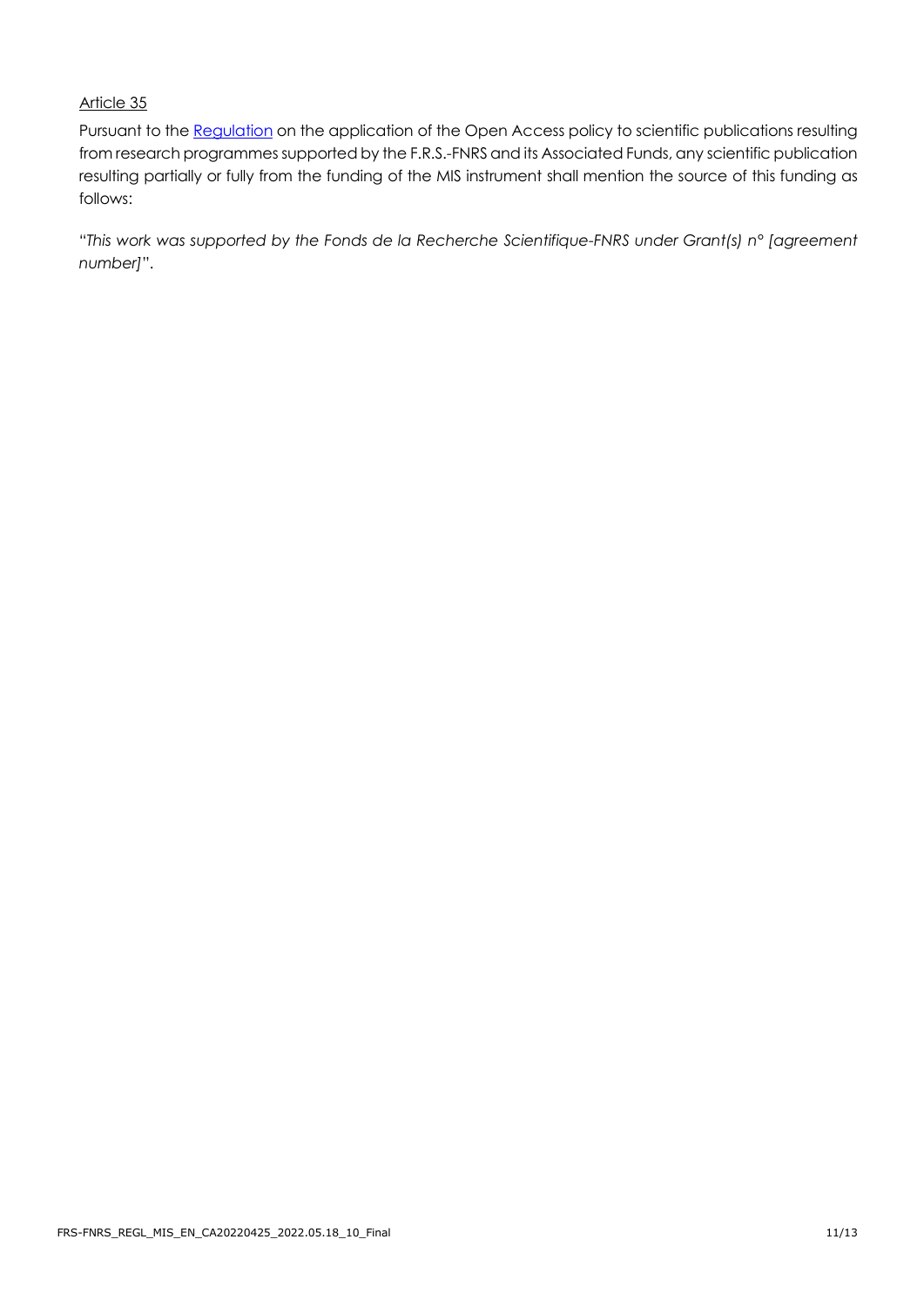Article 35

Pursuant to the Regulation on the application of the Open Access policy to scientific publications resulting from research programmes supported by the F.R.S.-FNRS and its Associated Funds, any scientific publication resulting partially or fully from the funding of the MIS instrument shall mention the source of this funding as follows:

*"This work was supported by the Fonds de la Recherche Scientifique-FNRS under Grant(s) n° [agreement number]"*.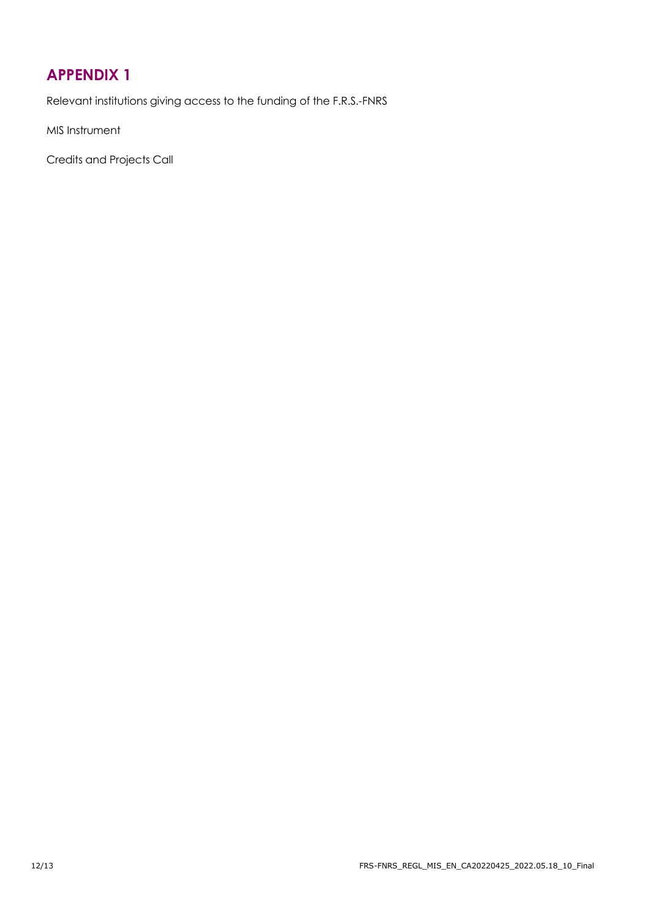# APPENDIX 1

Relevant institutions giving access to the funding of the F.R.S.-FNRS

MIS Instrument

Credits and Projects Call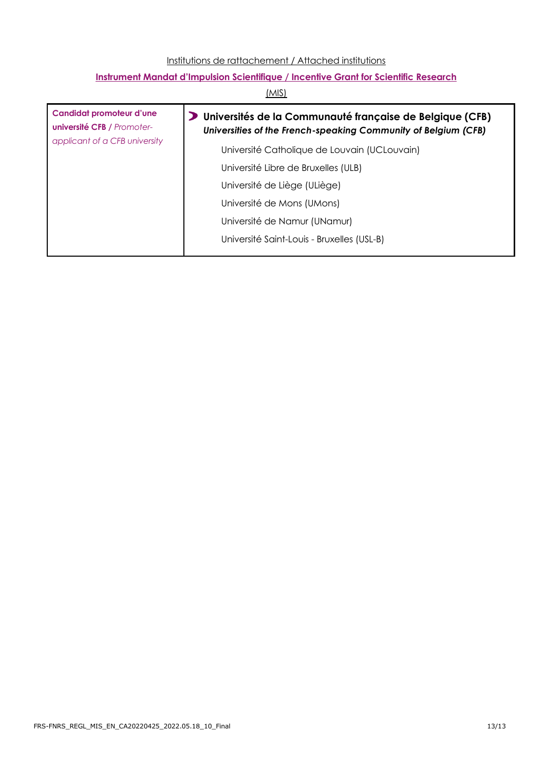Institutions de rattachement / Attached institutions

**Instrument Mandat d'Impulsion Scientifique / Incentive Grant for Scientific Research**

(MIS)

| | |
|---|---|
| **Candidat promoteur d'une université CFB** / *Promoter-applicant of a CFB university* | **Universités de la Communauté française de Belgique (CFB)**<br>***Universities of the French-speaking Community of Belgium (CFB)***<br>Université Catholique de Louvain (UCLouvain)<br>Université Libre de Bruxelles (ULB)<br>Université de Liège (ULiège)<br>Université de Mons (UMons)<br>Université de Namur (UNamur)<br>Université Saint-Louis - Bruxelles (USL-B) |